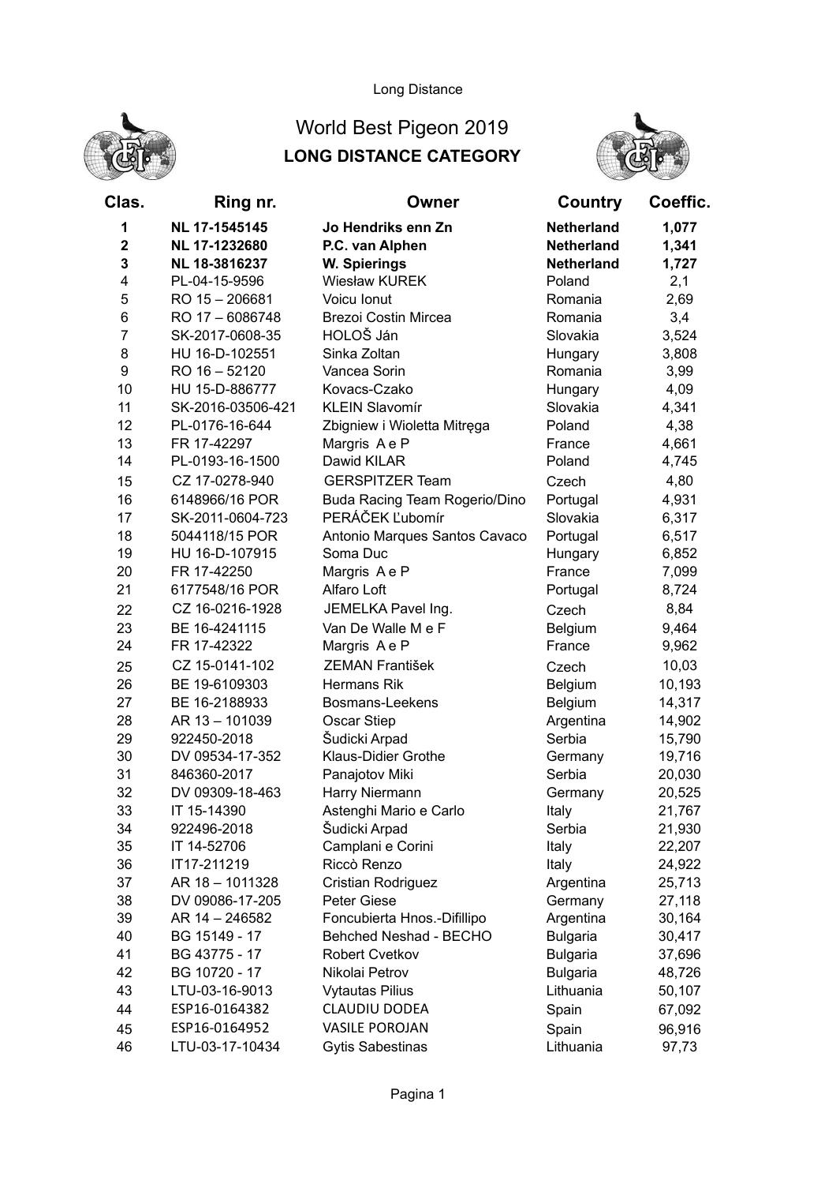Long Distance

# World Best Pigeon 2019

## LONG DISTANCE CATEGORY

| Clas. | Ring nr. | Owner | Country | Coeffic. |
|---|---|---|---|---|
| **1** | **NL 17-1545145** | **Jo Hendriks enn Zn** | **Netherland** | **1,077** |
| **2** | **NL 17-1232680** | **P.C. van Alphen** | **Netherland** | **1,341** |
| **3** | **NL 18-3816237** | **W. Spierings** | **Netherland** | **1,727** |
| 4 | PL-04-15-9596 | Wiesław KUREK | Poland | 2,1 |
| 5 | RO 15 – 206681 | Voicu Ionut | Romania | 2,69 |
| 6 | RO 17 – 6086748 | Brezoi Costin Mircea | Romania | 3,4 |
| 7 | SK-2017-0608-35 | HOLOŠ Ján | Slovakia | 3,524 |
| 8 | HU 16-D-102551 | Sinka Zoltan | Hungary | 3,808 |
| 9 | RO 16 – 52120 | Vancea Sorin | Romania | 3,99 |
| 10 | HU 15-D-886777 | Kovacs-Czako | Hungary | 4,09 |
| 11 | SK-2016-03506-421 | KLEIN Slavomír | Slovakia | 4,341 |
| 12 | PL-0176-16-644 | Zbigniew i Wioletta Mitręga | Poland | 4,38 |
| 13 | FR 17-42297 | Margris A e P | France | 4,661 |
| 14 | PL-0193-16-1500 | Dawid KILAR | Poland | 4,745 |
| 15 | CZ 17-0278-940 | GERSPITZER Team | Czech | 4,80 |
| 16 | 6148966/16 POR | Buda Racing Team Rogerio/Dino | Portugal | 4,931 |
| 17 | SK-2011-0604-723 | PERÁČEK Ľubomír | Slovakia | 6,317 |
| 18 | 5044118/15 POR | Antonio Marques Santos Cavaco | Portugal | 6,517 |
| 19 | HU 16-D-107915 | Soma Duc | Hungary | 6,852 |
| 20 | FR 17-42250 | Margris A e P | France | 7,099 |
| 21 | 6177548/16 POR | Alfaro Loft | Portugal | 8,724 |
| 22 | CZ 16-0216-1928 | JEMELKA Pavel Ing. | Czech | 8,84 |
| 23 | BE 16-4241115 | Van De Walle M e F | Belgium | 9,464 |
| 24 | FR 17-42322 | Margris A e P | France | 9,962 |
| 25 | CZ 15-0141-102 | ZEMAN František | Czech | 10,03 |
| 26 | BE 19-6109303 | Hermans Rik | Belgium | 10,193 |
| 27 | BE 16-2188933 | Bosmans-Leekens | Belgium | 14,317 |
| 28 | AR 13 – 101039 | Oscar Stiep | Argentina | 14,902 |
| 29 | 922450-2018 | Šudicki Arpad | Serbia | 15,790 |
| 30 | DV 09534-17-352 | Klaus-Didier Grothe | Germany | 19,716 |
| 31 | 846360-2017 | Panajotov Miki | Serbia | 20,030 |
| 32 | DV 09309-18-463 | Harry Niermann | Germany | 20,525 |
| 33 | IT 15-14390 | Astenghi Mario e Carlo | Italy | 21,767 |
| 34 | 922496-2018 | Šudicki Arpad | Serbia | 21,930 |
| 35 | IT 14-52706 | Camplani e Corini | Italy | 22,207 |
| 36 | IT17-211219 | Riccò Renzo | Italy | 24,922 |
| 37 | AR 18 – 1011328 | Cristian Rodriguez | Argentina | 25,713 |
| 38 | DV 09086-17-205 | Peter Giese | Germany | 27,118 |
| 39 | AR 14 – 246582 | Foncubierta Hnos.-Difillipo | Argentina | 30,164 |
| 40 | BG 15149 - 17 | Behched Neshad - BECHO | Bulgaria | 30,417 |
| 41 | BG 43775 - 17 | Robert Cvetkov | Bulgaria | 37,696 |
| 42 | BG 10720 - 17 | Nikolai Petrov | Bulgaria | 48,726 |
| 43 | LTU-03-16-9013 | Vytautas Pilius | Lithuania | 50,107 |
| 44 | ESP16-0164382 | CLAUDIU DODEA | Spain | 67,092 |
| 45 | ESP16-0164952 | VASILE POROJAN | Spain | 96,916 |
| 46 | LTU-03-17-10434 | Gytis Sabestinas | Lithuania | 97,73 |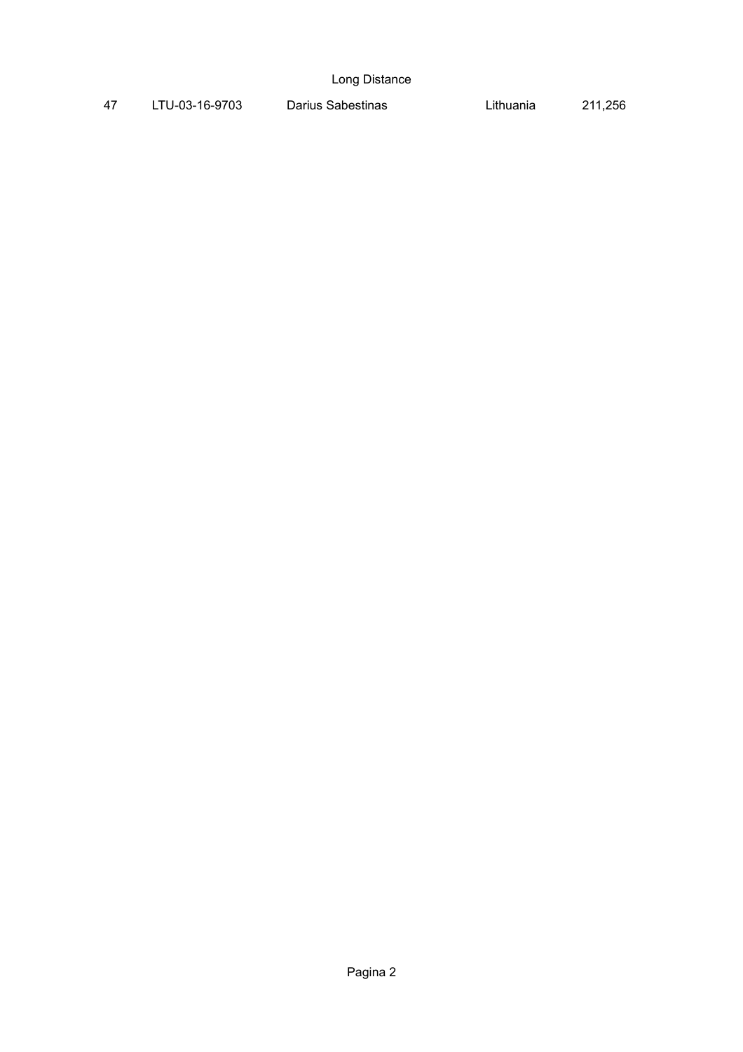Long Distance

| | | | | |
|---|---|---|---|---|
| 47 | LTU-03-16-9703 | Darius Sabestinas | Lithuania | 211,256 |